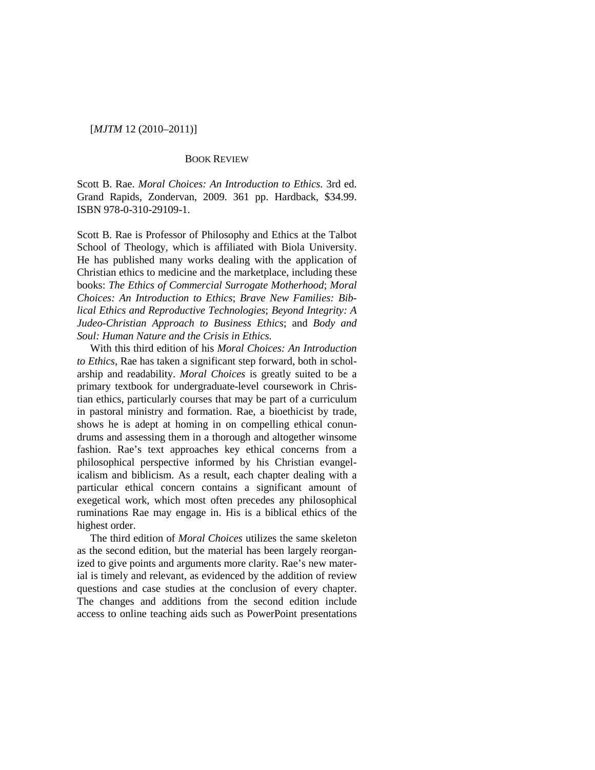BOOK REVIEW

Scott B. Rae. *Moral Choices: An Introduction to Ethics*. 3rd ed. Grand Rapids, Zondervan, 2009. 361 pp. Hardback, $34.99. ISBN 978-0-310-29109-1.

Scott B. Rae is Professor of Philosophy and Ethics at the Talbot School of Theology, which is affiliated with Biola University. He has published many works dealing with the application of Christian ethics to medicine and the marketplace, including these books: *The Ethics of Commercial Surrogate Motherhood*; *Moral Choices: An Introduction to Ethics*; *Brave New Families: Biblical Ethics and Reproductive Technologies*; *Beyond Integrity: A Judeo-Christian Approach to Business Ethics*; and *Body and Soul: Human Nature and the Crisis in Ethics.*

With this third edition of his *Moral Choices: An Introduction to Ethics*, Rae has taken a significant step forward, both in scholarship and readability. *Moral Choices* is greatly suited to be a primary textbook for undergraduate-level coursework in Christian ethics, particularly courses that may be part of a curriculum in pastoral ministry and formation. Rae, a bioethicist by trade, shows he is adept at homing in on compelling ethical conundrums and assessing them in a thorough and altogether winsome fashion. Rae's text approaches key ethical concerns from a philosophical perspective informed by his Christian evangelicalism and biblicism. As a result, each chapter dealing with a particular ethical concern contains a significant amount of exegetical work, which most often precedes any philosophical ruminations Rae may engage in. His is a biblical ethics of the highest order.

The third edition of *Moral Choices* utilizes the same skeleton as the second edition, but the material has been largely reorganized to give points and arguments more clarity. Rae's new material is timely and relevant, as evidenced by the addition of review questions and case studies at the conclusion of every chapter. The changes and additions from the second edition include access to online teaching aids such as PowerPoint presentations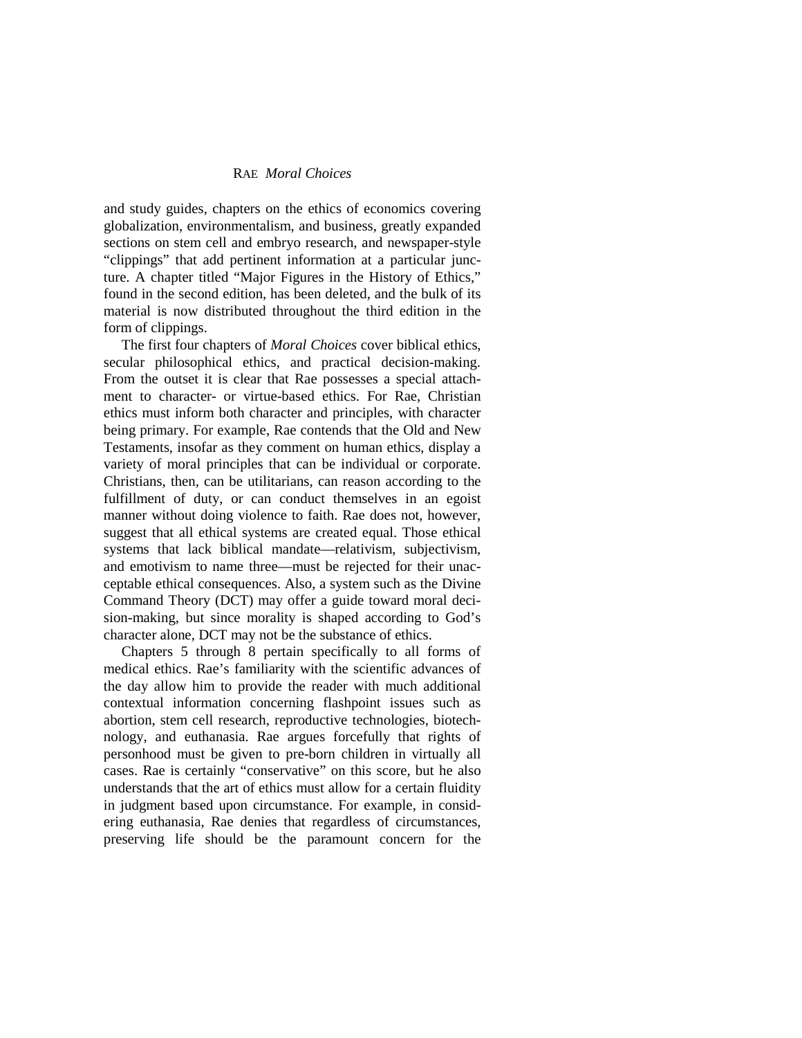and study guides, chapters on the ethics of economics covering globalization, environmentalism, and business, greatly expanded sections on stem cell and embryo research, and newspaper-style "clippings" that add pertinent information at a particular juncture. A chapter titled "Major Figures in the History of Ethics," found in the second edition, has been deleted, and the bulk of its material is now distributed throughout the third edition in the form of clippings.

The first four chapters of *Moral Choices* cover biblical ethics, secular philosophical ethics, and practical decision-making. From the outset it is clear that Rae possesses a special attachment to character- or virtue-based ethics. For Rae, Christian ethics must inform both character and principles, with character being primary. For example, Rae contends that the Old and New Testaments, insofar as they comment on human ethics, display a variety of moral principles that can be individual or corporate. Christians, then, can be utilitarians, can reason according to the fulfillment of duty, or can conduct themselves in an egoist manner without doing violence to faith. Rae does not, however, suggest that all ethical systems are created equal. Those ethical systems that lack biblical mandate—relativism, subjectivism, and emotivism to name three—must be rejected for their unacceptable ethical consequences. Also, a system such as the Divine Command Theory (DCT) may offer a guide toward moral decision-making, but since morality is shaped according to God's character alone, DCT may not be the substance of ethics.

Chapters 5 through 8 pertain specifically to all forms of medical ethics. Rae's familiarity with the scientific advances of the day allow him to provide the reader with much additional contextual information concerning flashpoint issues such as abortion, stem cell research, reproductive technologies, biotechnology, and euthanasia. Rae argues forcefully that rights of personhood must be given to pre-born children in virtually all cases. Rae is certainly "conservative" on this score, but he also understands that the art of ethics must allow for a certain fluidity in judgment based upon circumstance. For example, in considering euthanasia, Rae denies that regardless of circumstances, preserving life should be the paramount concern for the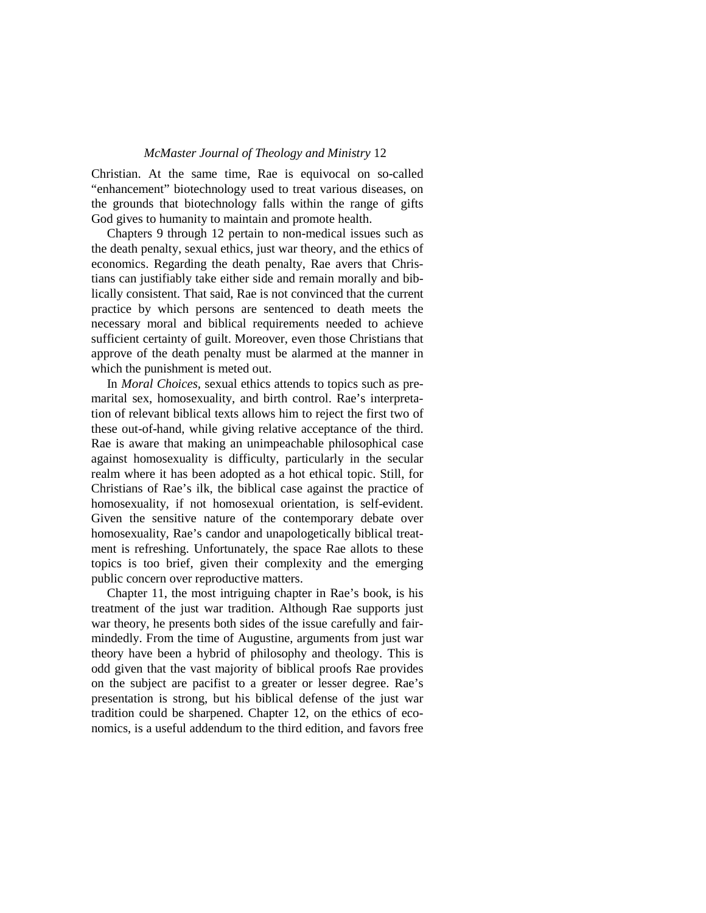Christian. At the same time, Rae is equivocal on so-called "enhancement" biotechnology used to treat various diseases, on the grounds that biotechnology falls within the range of gifts God gives to humanity to maintain and promote health.

Chapters 9 through 12 pertain to non-medical issues such as the death penalty, sexual ethics, just war theory, and the ethics of economics. Regarding the death penalty, Rae avers that Christians can justifiably take either side and remain morally and biblically consistent. That said, Rae is not convinced that the current practice by which persons are sentenced to death meets the necessary moral and biblical requirements needed to achieve sufficient certainty of guilt. Moreover, even those Christians that approve of the death penalty must be alarmed at the manner in which the punishment is meted out.

In *Moral Choices*, sexual ethics attends to topics such as premarital sex, homosexuality, and birth control. Rae's interpretation of relevant biblical texts allows him to reject the first two of these out-of-hand, while giving relative acceptance of the third. Rae is aware that making an unimpeachable philosophical case against homosexuality is difficulty, particularly in the secular realm where it has been adopted as a hot ethical topic. Still, for Christians of Rae's ilk, the biblical case against the practice of homosexuality, if not homosexual orientation, is self-evident. Given the sensitive nature of the contemporary debate over homosexuality, Rae's candor and unapologetically biblical treatment is refreshing. Unfortunately, the space Rae allots to these topics is too brief, given their complexity and the emerging public concern over reproductive matters.

Chapter 11, the most intriguing chapter in Rae's book, is his treatment of the just war tradition. Although Rae supports just war theory, he presents both sides of the issue carefully and fair-mindedly. From the time of Augustine, arguments from just war theory have been a hybrid of philosophy and theology. This is odd given that the vast majority of biblical proofs Rae provides on the subject are pacifist to a greater or lesser degree. Rae's presentation is strong, but his biblical defense of the just war tradition could be sharpened. Chapter 12, on the ethics of economics, is a useful addendum to the third edition, and favors free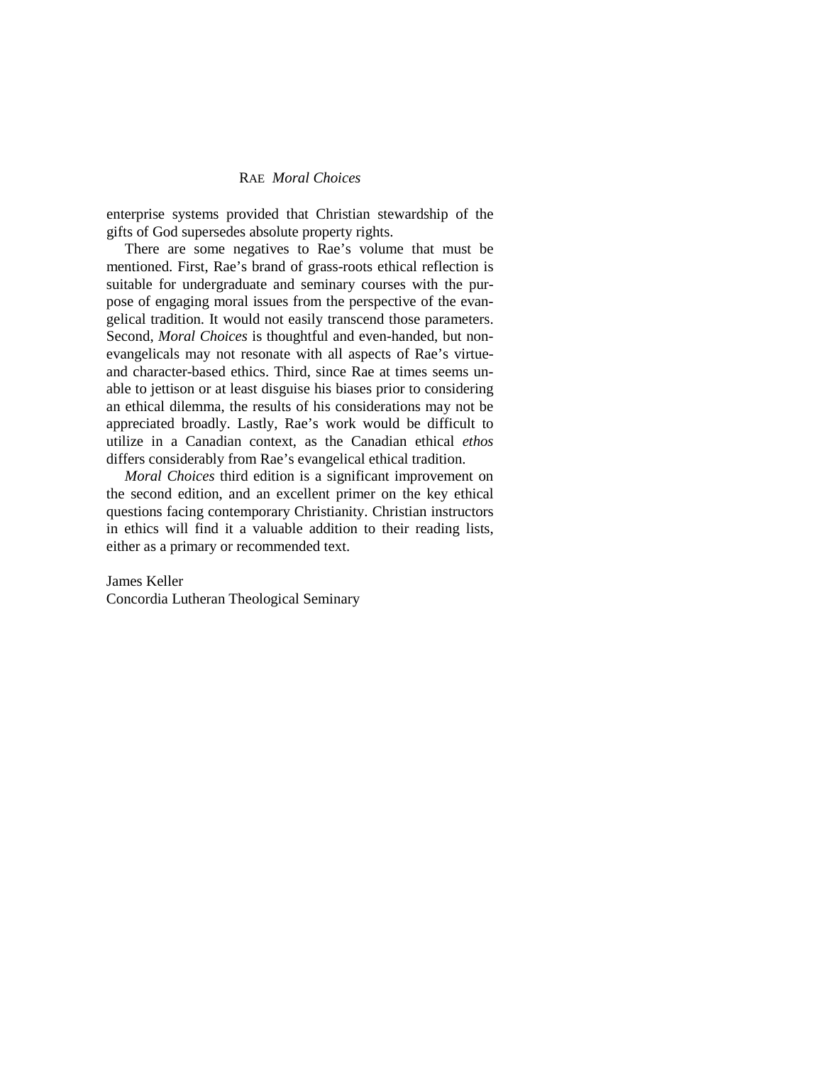enterprise systems provided that Christian stewardship of the gifts of God supersedes absolute property rights.

There are some negatives to Rae's volume that must be mentioned. First, Rae's brand of grass-roots ethical reflection is suitable for undergraduate and seminary courses with the purpose of engaging moral issues from the perspective of the evangelical tradition. It would not easily transcend those parameters. Second, *Moral Choices* is thoughtful and even-handed, but non-evangelicals may not resonate with all aspects of Rae's virtue- and character-based ethics. Third, since Rae at times seems unable to jettison or at least disguise his biases prior to considering an ethical dilemma, the results of his considerations may not be appreciated broadly. Lastly, Rae's work would be difficult to utilize in a Canadian context, as the Canadian ethical *ethos* differs considerably from Rae's evangelical ethical tradition.

*Moral Choices* third edition is a significant improvement on the second edition, and an excellent primer on the key ethical questions facing contemporary Christianity. Christian instructors in ethics will find it a valuable addition to their reading lists, either as a primary or recommended text.

James Keller
Concordia Lutheran Theological Seminary